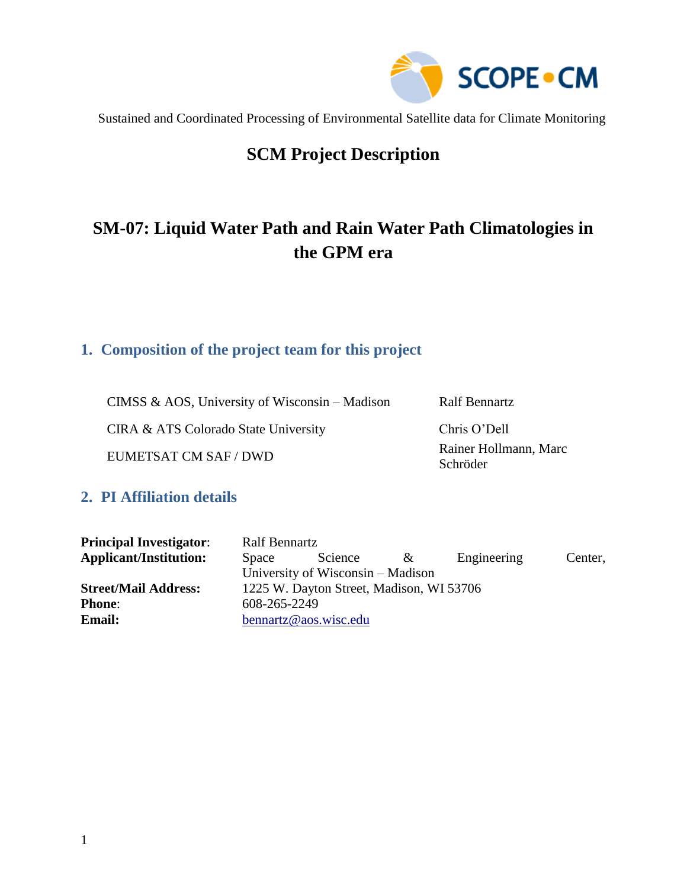SCOPE•CM

Sustained and Coordinated Processing of Environmental Satellite data for Climate Monitoring

# SCM Project Description

# SM-07: Liquid Water Path and Rain Water Path Climatologies in the GPM era

## 1. Composition of the project team for this project

| | |
|---|---|
| CIMSS & AOS, University of Wisconsin – Madison | Ralf Bennartz |
| CIRA & ATS Colorado State University | Chris O'Dell |
| EUMETSAT CM SAF / DWD | Rainer Hollmann, Marc Schröder |

## 2. PI Affiliation details

| | |
|---|---|
| **Principal Investigator**: | Ralf Bennartz |
| **Applicant/Institution:** | Space Science & Engineering Center, University of Wisconsin – Madison |
| **Street/Mail Address:** | 1225 W. Dayton Street, Madison, WI 53706 |
| **Phone**: | 608-265-2249 |
| **Email:** | bennartz@aos.wisc.edu |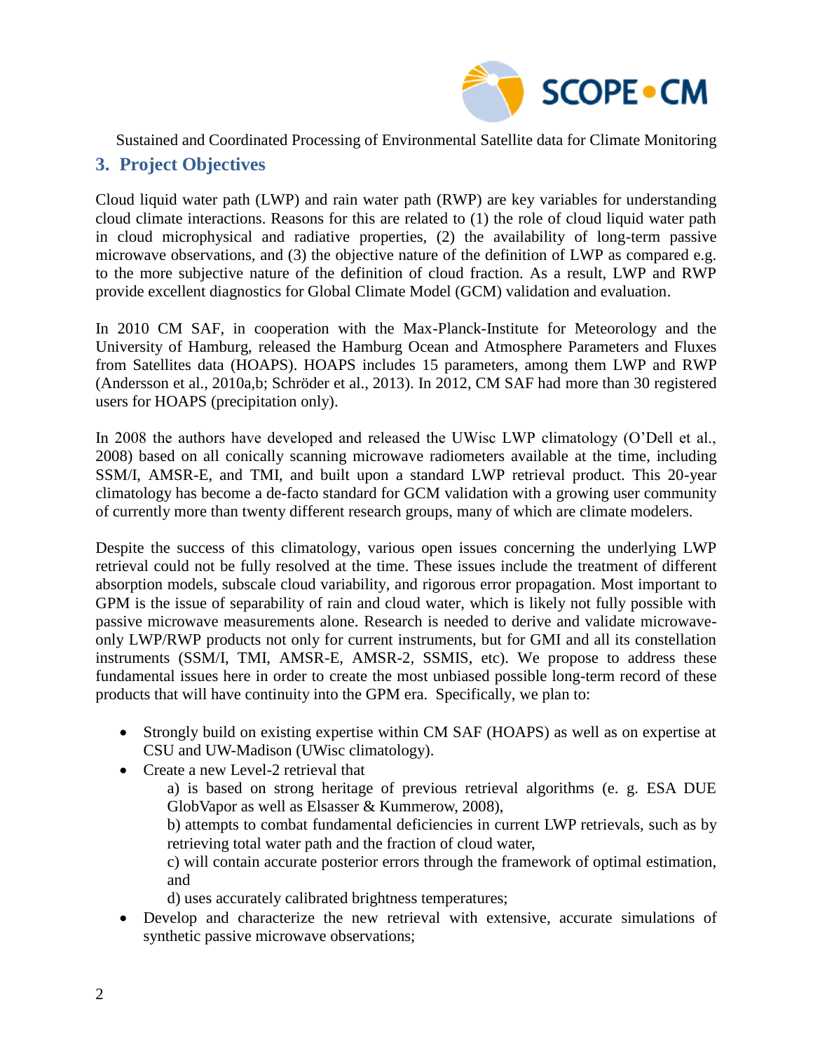## 3. Project Objectives

Cloud liquid water path (LWP) and rain water path (RWP) are key variables for understanding cloud climate interactions. Reasons for this are related to (1) the role of cloud liquid water path in cloud microphysical and radiative properties, (2) the availability of long-term passive microwave observations, and (3) the objective nature of the definition of LWP as compared e.g. to the more subjective nature of the definition of cloud fraction. As a result, LWP and RWP provide excellent diagnostics for Global Climate Model (GCM) validation and evaluation.

In 2010 CM SAF, in cooperation with the Max-Planck-Institute for Meteorology and the University of Hamburg, released the Hamburg Ocean and Atmosphere Parameters and Fluxes from Satellites data (HOAPS). HOAPS includes 15 parameters, among them LWP and RWP (Andersson et al., 2010a,b; Schröder et al., 2013). In 2012, CM SAF had more than 30 registered users for HOAPS (precipitation only).

In 2008 the authors have developed and released the UWisc LWP climatology (O'Dell et al., 2008) based on all conically scanning microwave radiometers available at the time, including SSM/I, AMSR-E, and TMI, and built upon a standard LWP retrieval product. This 20-year climatology has become a de-facto standard for GCM validation with a growing user community of currently more than twenty different research groups, many of which are climate modelers.

Despite the success of this climatology, various open issues concerning the underlying LWP retrieval could not be fully resolved at the time. These issues include the treatment of different absorption models, subscale cloud variability, and rigorous error propagation. Most important to GPM is the issue of separability of rain and cloud water, which is likely not fully possible with passive microwave measurements alone. Research is needed to derive and validate microwave-only LWP/RWP products not only for current instruments, but for GMI and all its constellation instruments (SSM/I, TMI, AMSR-E, AMSR-2, SSMIS, etc). We propose to address these fundamental issues here in order to create the most unbiased possible long-term record of these products that will have continuity into the GPM era. Specifically, we plan to:

- Strongly build on existing expertise within CM SAF (HOAPS) as well as on expertise at CSU and UW-Madison (UWisc climatology).
- Create a new Level-2 retrieval that
  - a) is based on strong heritage of previous retrieval algorithms (e. g. ESA DUE GlobVapor as well as Elsasser & Kummerow, 2008),
  - b) attempts to combat fundamental deficiencies in current LWP retrievals, such as by retrieving total water path and the fraction of cloud water,
  - c) will contain accurate posterior errors through the framework of optimal estimation, and
  - d) uses accurately calibrated brightness temperatures;
- Develop and characterize the new retrieval with extensive, accurate simulations of synthetic passive microwave observations;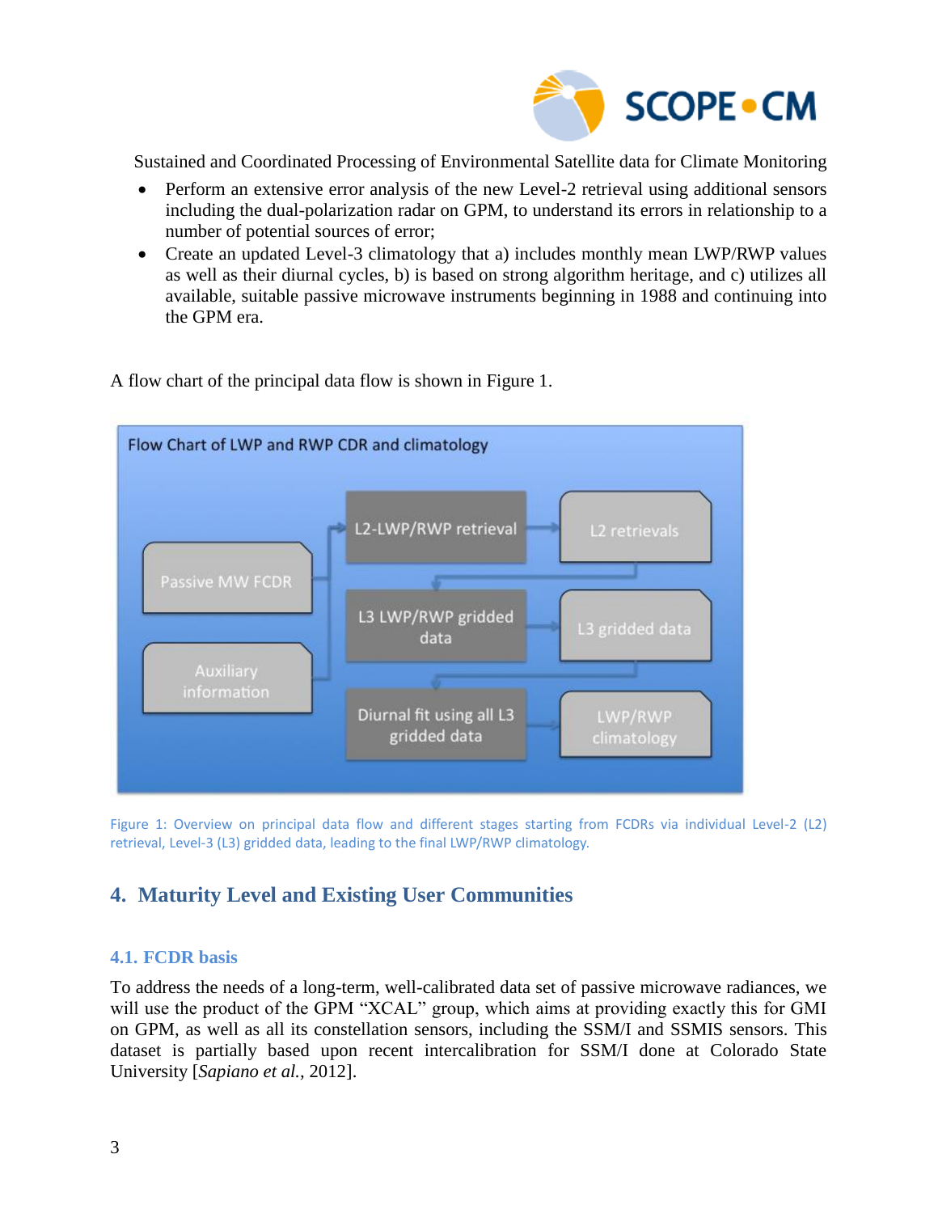Sustained and Coordinated Processing of Environmental Satellite data for Climate Monitoring

- Perform an extensive error analysis of the new Level-2 retrieval using additional sensors including the dual-polarization radar on GPM, to understand its errors in relationship to a number of potential sources of error;
- Create an updated Level-3 climatology that a) includes monthly mean LWP/RWP values as well as their diurnal cycles, b) is based on strong algorithm heritage, and c) utilizes all available, suitable passive microwave instruments beginning in 1988 and continuing into the GPM era.

A flow chart of the principal data flow is shown in Figure 1.

Flow Chart of LWP and RWP CDR and climatology

Passive MW FCDR

Auxiliary information

L2-LWP/RWP retrieval

L2 retrievals

L3 LWP/RWP gridded data

L3 gridded data

Diurnal fit using all L3 gridded data

LWP/RWP climatology

Figure 1: Overview on principal data flow and different stages starting from FCDRs via individual Level-2 (L2) retrieval, Level-3 (L3) gridded data, leading to the final LWP/RWP climatology.

## 4. Maturity Level and Existing User Communities

### 4.1. FCDR basis

To address the needs of a long-term, well-calibrated data set of passive microwave radiances, we will use the product of the GPM "XCAL" group, which aims at providing exactly this for GMI on GPM, as well as all its constellation sensors, including the SSM/I and SSMIS sensors. This dataset is partially based upon recent intercalibration for SSM/I done at Colorado State University [*Sapiano et al.*, 2012].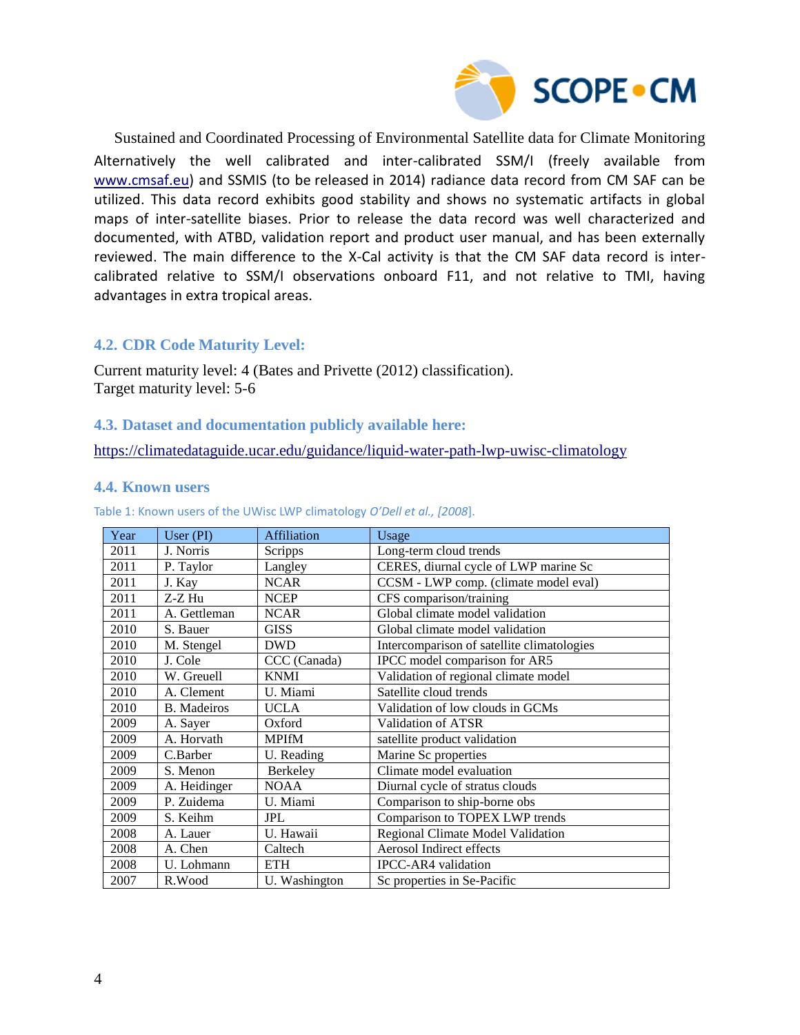Alternatively the well calibrated and inter-calibrated SSM/I (freely available from www.cmsaf.eu) and SSMIS (to be released in 2014) radiance data record from CM SAF can be utilized. This data record exhibits good stability and shows no systematic artifacts in global maps of inter-satellite biases. Prior to release the data record was well characterized and documented, with ATBD, validation report and product user manual, and has been externally reviewed. The main difference to the X-Cal activity is that the CM SAF data record is inter-calibrated relative to SSM/I observations onboard F11, and not relative to TMI, having advantages in extra tropical areas.

## 4.2. CDR Code Maturity Level:

Current maturity level: 4 (Bates and Privette (2012) classification).
Target maturity level: 5-6

## 4.3. Dataset and documentation publicly available here:

https://climatedataguide.ucar.edu/guidance/liquid-water-path-lwp-uwisc-climatology

## 4.4. Known users

Table 1: Known users of the UWisc LWP climatology *O'Dell et al., [2008]*.

| Year | User (PI) | Affiliation | Usage |
|---|---|---|---|
| 2011 | J. Norris | Scripps | Long-term cloud trends |
| 2011 | P. Taylor | Langley | CERES, diurnal cycle of LWP marine Sc |
| 2011 | J. Kay | NCAR | CCSM - LWP comp. (climate model eval) |
| 2011 | Z-Z Hu | NCEP | CFS comparison/training |
| 2011 | A. Gettleman | NCAR | Global climate model validation |
| 2010 | S. Bauer | GISS | Global climate model validation |
| 2010 | M. Stengel | DWD | Intercomparison of satellite climatologies |
| 2010 | J. Cole | CCC (Canada) | IPCC model comparison for AR5 |
| 2010 | W. Greuell | KNMI | Validation of regional climate model |
| 2010 | A. Clement | U. Miami | Satellite cloud trends |
| 2010 | B. Madeiros | UCLA | Validation of low clouds in GCMs |
| 2009 | A. Sayer | Oxford | Validation of ATSR |
| 2009 | A. Horvath | MPIfM | satellite product validation |
| 2009 | C.Barber | U. Reading | Marine Sc properties |
| 2009 | S. Menon | Berkeley | Climate model evaluation |
| 2009 | A. Heidinger | NOAA | Diurnal cycle of stratus clouds |
| 2009 | P. Zuidema | U. Miami | Comparison to ship-borne obs |
| 2009 | S. Keihm | JPL | Comparison to TOPEX LWP trends |
| 2008 | A. Lauer | U. Hawaii | Regional Climate Model Validation |
| 2008 | A. Chen | Caltech | Aerosol Indirect effects |
| 2008 | U. Lohmann | ETH | IPCC-AR4 validation |
| 2007 | R.Wood | U. Washington | Sc properties in Se-Pacific |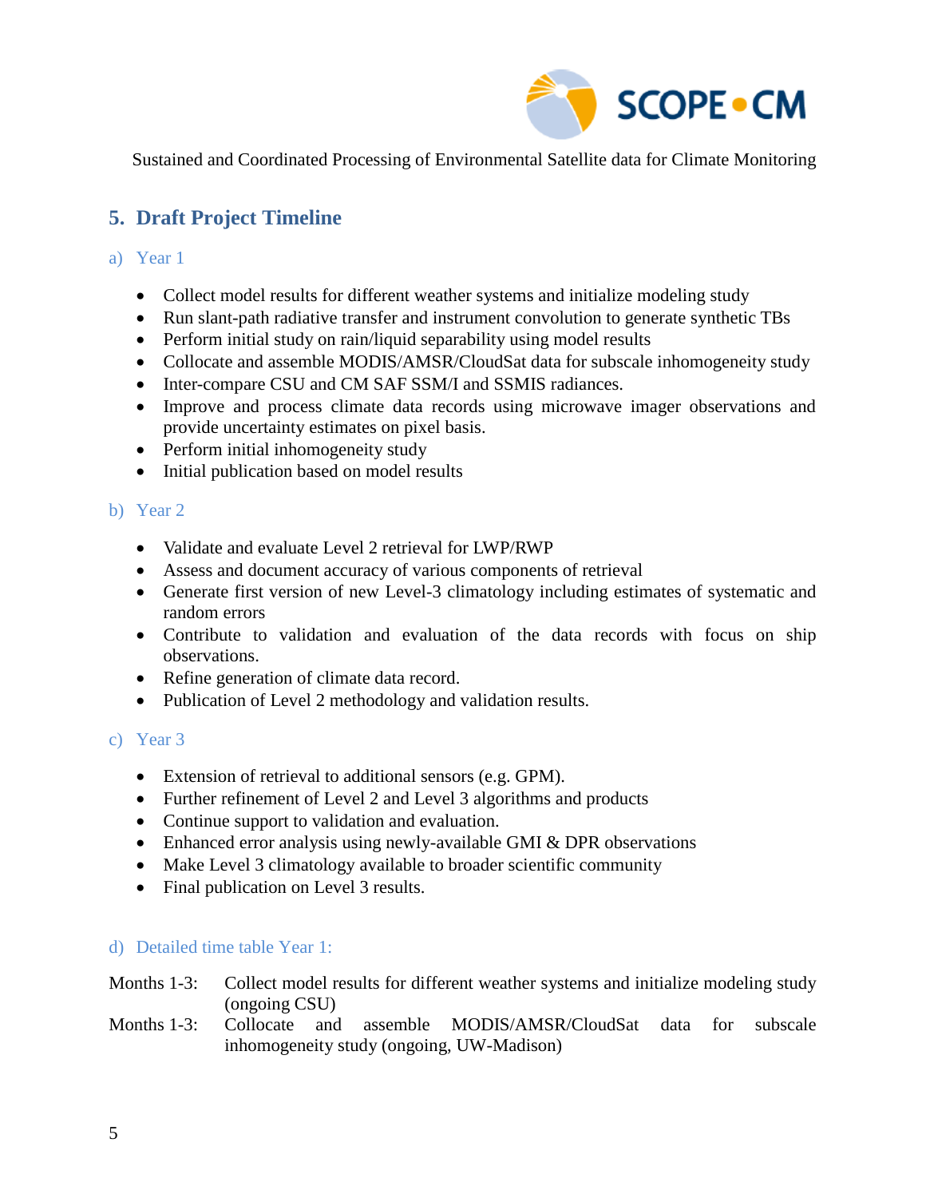## 5. Draft Project Timeline

### a) Year 1

- Collect model results for different weather systems and initialize modeling study
- Run slant-path radiative transfer and instrument convolution to generate synthetic TBs
- Perform initial study on rain/liquid separability using model results
- Collocate and assemble MODIS/AMSR/CloudSat data for subscale inhomogeneity study
- Inter-compare CSU and CM SAF SSM/I and SSMIS radiances.
- Improve and process climate data records using microwave imager observations and provide uncertainty estimates on pixel basis.
- Perform initial inhomogeneity study
- Initial publication based on model results

### b) Year 2

- Validate and evaluate Level 2 retrieval for LWP/RWP
- Assess and document accuracy of various components of retrieval
- Generate first version of new Level-3 climatology including estimates of systematic and random errors
- Contribute to validation and evaluation of the data records with focus on ship observations.
- Refine generation of climate data record.
- Publication of Level 2 methodology and validation results.

### c) Year 3

- Extension of retrieval to additional sensors (e.g. GPM).
- Further refinement of Level 2 and Level 3 algorithms and products
- Continue support to validation and evaluation.
- Enhanced error analysis using newly-available GMI & DPR observations
- Make Level 3 climatology available to broader scientific community
- Final publication on Level 3 results.

### d) Detailed time table Year 1:

Months 1-3: Collect model results for different weather systems and initialize modeling study (ongoing CSU)

Months 1-3: Collocate and assemble MODIS/AMSR/CloudSat data for subscale inhomogeneity study (ongoing, UW-Madison)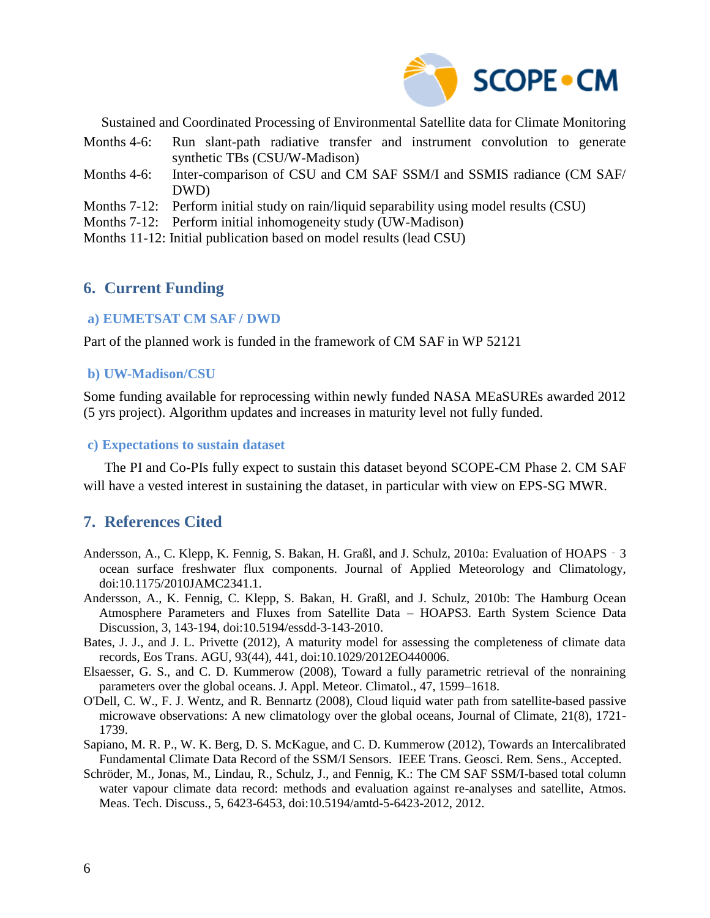Months 4-6: Run slant-path radiative transfer and instrument convolution to generate synthetic TBs (CSU/W-Madison)

Months 4-6: Inter-comparison of CSU and CM SAF SSM/I and SSMIS radiance (CM SAF/ DWD)

Months 7-12: Perform initial study on rain/liquid separability using model results (CSU)

Months 7-12: Perform initial inhomogeneity study (UW-Madison)

Months 11-12: Initial publication based on model results (lead CSU)

## 6. Current Funding

### a) EUMETSAT CM SAF / DWD

Part of the planned work is funded in the framework of CM SAF in WP 52121

### b) UW-Madison/CSU

Some funding available for reprocessing within newly funded NASA MEaSUREs awarded 2012 (5 yrs project). Algorithm updates and increases in maturity level not fully funded.

### c) Expectations to sustain dataset

The PI and Co-PIs fully expect to sustain this dataset beyond SCOPE-CM Phase 2. CM SAF will have a vested interest in sustaining the dataset, in particular with view on EPS-SG MWR.

## 7. References Cited

Andersson, A., C. Klepp, K. Fennig, S. Bakan, H. Graßl, and J. Schulz, 2010a: Evaluation of HOAPS‐3 ocean surface freshwater flux components. Journal of Applied Meteorology and Climatology, doi:10.1175/2010JAMC2341.1.

Andersson, A., K. Fennig, C. Klepp, S. Bakan, H. Graßl, and J. Schulz, 2010b: The Hamburg Ocean Atmosphere Parameters and Fluxes from Satellite Data – HOAPS3. Earth System Science Data Discussion, 3, 143-194, doi:10.5194/essdd-3-143-2010.

Bates, J. J., and J. L. Privette (2012), A maturity model for assessing the completeness of climate data records, Eos Trans. AGU, 93(44), 441, doi:10.1029/2012EO440006.

Elsaesser, G. S., and C. D. Kummerow (2008), Toward a fully parametric retrieval of the nonraining parameters over the global oceans. J. Appl. Meteor. Climatol., 47, 1599–1618.

O'Dell, C. W., F. J. Wentz, and R. Bennartz (2008), Cloud liquid water path from satellite-based passive microwave observations: A new climatology over the global oceans, Journal of Climate, 21(8), 1721-1739.

Sapiano, M. R. P., W. K. Berg, D. S. McKague, and C. D. Kummerow (2012), Towards an Intercalibrated Fundamental Climate Data Record of the SSM/I Sensors. IEEE Trans. Geosci. Rem. Sens., Accepted.

Schröder, M., Jonas, M., Lindau, R., Schulz, J., and Fennig, K.: The CM SAF SSM/I-based total column water vapour climate data record: methods and evaluation against re-analyses and satellite, Atmos. Meas. Tech. Discuss., 5, 6423-6453, doi:10.5194/amtd-5-6423-2012, 2012.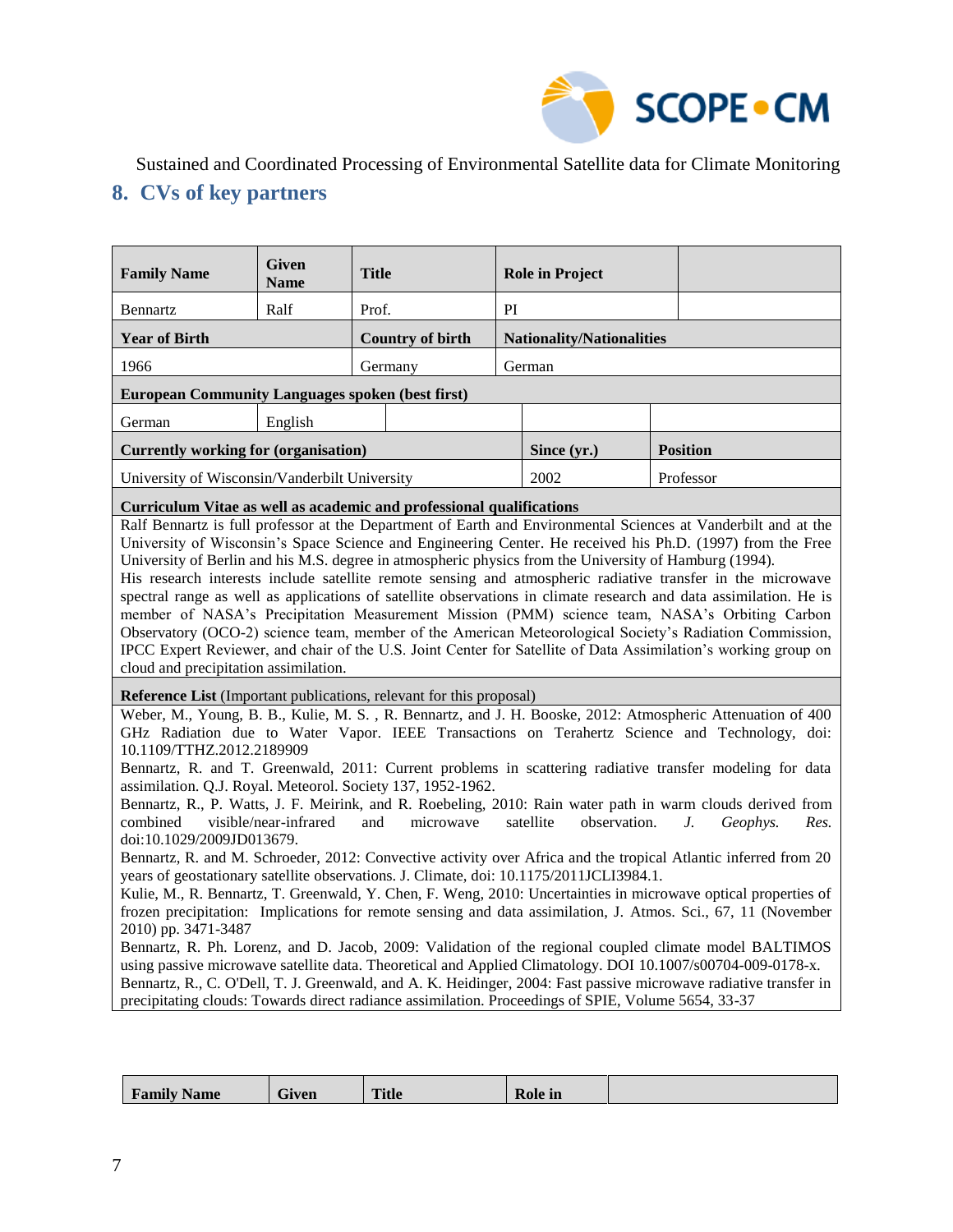Sustained and Coordinated Processing of Environmental Satellite data for Climate Monitoring

## 8. CVs of key partners

| **Family Name** | **Given Name** | **Title** | **Role in Project** | |
|---|---|---|---|---|
| Bennartz | Ralf | Prof. | PI | |
| **Year of Birth** | | **Country of birth** | **Nationality/Nationalities** | |
| 1966 | | Germany | German | |
| **European Community Languages spoken (best first)** | | | | |
| German | English | | | |
| **Currently working for (organisation)** | | | **Since (yr.)** | **Position** |
| University of Wisconsin/Vanderbilt University | | | 2002 | Professor |

**Curriculum Vitae as well as academic and professional qualifications**

Ralf Bennartz is full professor at the Department of Earth and Environmental Sciences at Vanderbilt and at the University of Wisconsin's Space Science and Engineering Center. He received his Ph.D. (1997) from the Free University of Berlin and his M.S. degree in atmospheric physics from the University of Hamburg (1994).

His research interests include satellite remote sensing and atmospheric radiative transfer in the microwave spectral range as well as applications of satellite observations in climate research and data assimilation. He is member of NASA's Precipitation Measurement Mission (PMM) science team, NASA's Orbiting Carbon Observatory (OCO-2) science team, member of the American Meteorological Society's Radiation Commission, IPCC Expert Reviewer, and chair of the U.S. Joint Center for Satellite of Data Assimilation's working group on cloud and precipitation assimilation.

**Reference List** (Important publications, relevant for this proposal)

Weber, M., Young, B. B., Kulie, M. S. , R. Bennartz, and J. H. Booske, 2012: Atmospheric Attenuation of 400 GHz Radiation due to Water Vapor. IEEE Transactions on Terahertz Science and Technology, doi: 10.1109/TTHZ.2012.2189909

Bennartz, R. and T. Greenwald, 2011: Current problems in scattering radiative transfer modeling for data assimilation. Q.J. Royal. Meteorol. Society 137, 1952-1962.

Bennartz, R., P. Watts, J. F. Meirink, and R. Roebeling, 2010: Rain water path in warm clouds derived from combined visible/near-infrared and microwave satellite observation. *J. Geophys. Res.* doi:10.1029/2009JD013679.

Bennartz, R. and M. Schroeder, 2012: Convective activity over Africa and the tropical Atlantic inferred from 20 years of geostationary satellite observations. J. Climate, doi: 10.1175/2011JCLI3984.1.

Kulie, M., R. Bennartz, T. Greenwald, Y. Chen, F. Weng, 2010: Uncertainties in microwave optical properties of frozen precipitation: Implications for remote sensing and data assimilation, J. Atmos. Sci., 67, 11 (November 2010) pp. 3471-3487

Bennartz, R. Ph. Lorenz, and D. Jacob, 2009: Validation of the regional coupled climate model BALTIMOS using passive microwave satellite data. Theoretical and Applied Climatology. DOI 10.1007/s00704-009-0178-x.

Bennartz, R., C. O'Dell, T. J. Greenwald, and A. K. Heidinger, 2004: Fast passive microwave radiative transfer in precipitating clouds: Towards direct radiance assimilation. Proceedings of SPIE, Volume 5654, 33-37

| **Family Name** | **Given** | **Title** | **Role in** | |
|---|---|---|---|---|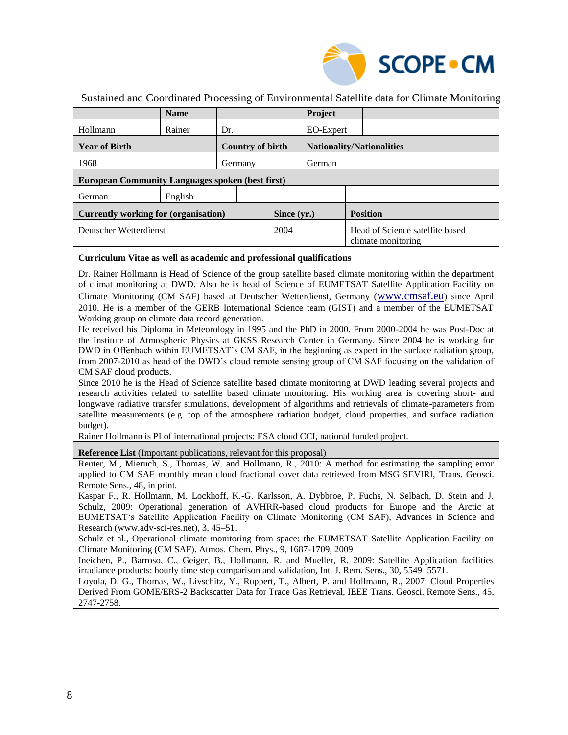Sustained and Coordinated Processing of Environmental Satellite data for Climate Monitoring

| | Name | | Project | |
|---|---|---|---|---|
| Hollmann | Rainer | Dr. | EO-Expert | |
| **Year of Birth** | | **Country of birth** | **Nationality/Nationalities** | |
| 1968 | | Germany | German | |

| **European Community Languages spoken (best first)** | | | | |
|---|---|---|---|---|
| German | English | | | |

| **Currently working for (organisation)** | **Since (yr.)** | **Position** |
|---|---|---|
| Deutscher Wetterdienst | 2004 | Head of Science satellite based climate monitoring |

**Curriculum Vitae as well as academic and professional qualifications**

Dr. Rainer Hollmann is Head of Science of the group satellite based climate monitoring within the department of climat monitoring at DWD. Also he is head of Science of EUMETSAT Satellite Application Facility on Climate Monitoring (CM SAF) based at Deutscher Wetterdienst, Germany (www.cmsaf.eu) since April 2010. He is a member of the GERB International Science team (GIST) and a member of the EUMETSAT Working group on climate data record generation.
He received his Diploma in Meteorology in 1995 and the PhD in 2000. From 2000-2004 he was Post-Doc at the Institute of Atmospheric Physics at GKSS Research Center in Germany. Since 2004 he is working for DWD in Offenbach within EUMETSAT's CM SAF, in the beginning as expert in the surface radiation group, from 2007-2010 as head of the DWD's cloud remote sensing group of CM SAF focusing on the validation of CM SAF cloud products.
Since 2010 he is the Head of Science satellite based climate monitoring at DWD leading several projects and research activities related to satellite based climate monitoring. His working area is covering short- and longwave radiative transfer simulations, development of algorithms and retrievals of climate-parameters from satellite measurements (e.g. top of the atmosphere radiation budget, cloud properties, and surface radiation budget).
Rainer Hollmann is PI of international projects: ESA cloud CCI, national funded project.

**Reference List** (Important publications, relevant for this proposal)

Reuter, M., Mieruch, S., Thomas, W. and Hollmann, R., 2010: A method for estimating the sampling error applied to CM SAF monthly mean cloud fractional cover data retrieved from MSG SEVIRI, Trans. Geosci. Remote Sens., 48, in print.
Kaspar F., R. Hollmann, M. Lockhoff, K.-G. Karlsson, A. Dybbroe, P. Fuchs, N. Selbach, D. Stein and J. Schulz, 2009: Operational generation of AVHRR-based cloud products for Europe and the Arctic at EUMETSAT's Satellite Application Facility on Climate Monitoring (CM SAF), Advances in Science and Research (www.adv-sci-res.net), 3, 45–51.
Schulz et al., Operational climate monitoring from space: the EUMETSAT Satellite Application Facility on Climate Monitoring (CM SAF). Atmos. Chem. Phys., 9, 1687-1709, 2009
Ineichen, P., Barroso, C., Geiger, B., Hollmann, R. and Mueller, R, 2009: Satellite Application facilities irradiance products: hourly time step comparison and validation, Int. J. Rem. Sens., 30, 5549–5571.
Loyola, D. G., Thomas, W., Livschitz, Y., Ruppert, T., Albert, P. and Hollmann, R., 2007: Cloud Properties Derived From GOME/ERS-2 Backscatter Data for Trace Gas Retrieval, IEEE Trans. Geosci. Remote Sens., 45, 2747-2758.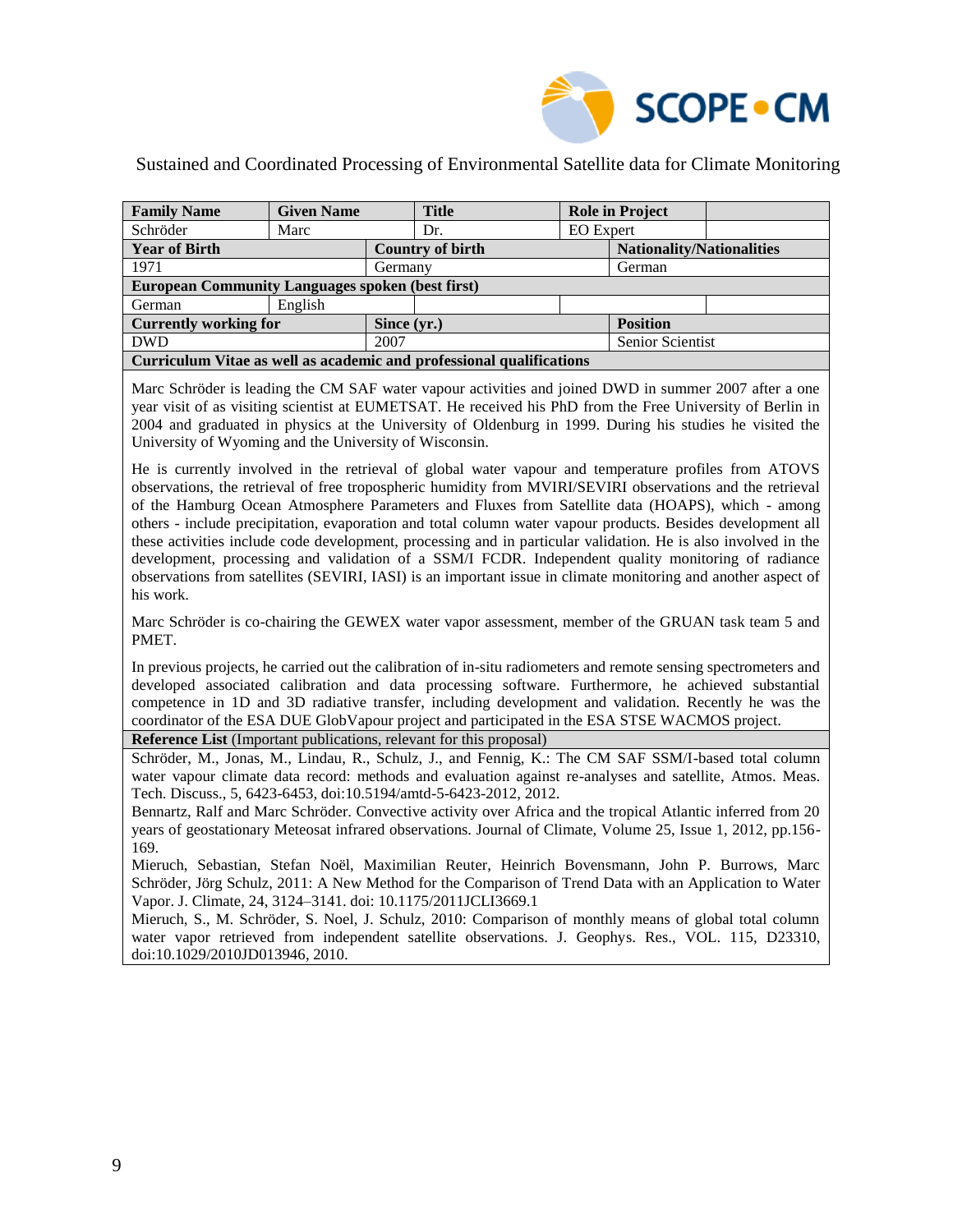SCOPE • CM

Sustained and Coordinated Processing of Environmental Satellite data for Climate Monitoring

| **Family Name** | **Given Name** | **Title** | **Role in Project** | |
|---|---|---|---|---|
| Schröder | Marc | Dr. | EO Expert | |
| **Year of Birth** | | **Country of birth** | | **Nationality/Nationalities** |
| 1971 | | Germany | | German |
| **European Community Languages spoken (best first)** | | | | |
| German | English | | | |
| **Currently working for** | | **Since (yr.)** | | **Position** |
| DWD | | 2007 | | Senior Scientist |

**Curriculum Vitae as well as academic and professional qualifications**

Marc Schröder is leading the CM SAF water vapour activities and joined DWD in summer 2007 after a one year visit of as visiting scientist at EUMETSAT. He received his PhD from the Free University of Berlin in 2004 and graduated in physics at the University of Oldenburg in 1999. During his studies he visited the University of Wyoming and the University of Wisconsin.

He is currently involved in the retrieval of global water vapour and temperature profiles from ATOVS observations, the retrieval of free tropospheric humidity from MVIRI/SEVIRI observations and the retrieval of the Hamburg Ocean Atmosphere Parameters and Fluxes from Satellite data (HOAPS), which - among others - include precipitation, evaporation and total column water vapour products. Besides development all these activities include code development, processing and in particular validation. He is also involved in the development, processing and validation of a SSM/I FCDR. Independent quality monitoring of radiance observations from satellites (SEVIRI, IASI) is an important issue in climate monitoring and another aspect of his work.

Marc Schröder is co-chairing the GEWEX water vapor assessment, member of the GRUAN task team 5 and PMET.

In previous projects, he carried out the calibration of in-situ radiometers and remote sensing spectrometers and developed associated calibration and data processing software. Furthermore, he achieved substantial competence in 1D and 3D radiative transfer, including development and validation. Recently he was the coordinator of the ESA DUE GlobVapour project and participated in the ESA STSE WACMOS project.

**Reference List** (Important publications, relevant for this proposal)

Schröder, M., Jonas, M., Lindau, R., Schulz, J., and Fennig, K.: The CM SAF SSM/I-based total column water vapour climate data record: methods and evaluation against re-analyses and satellite, Atmos. Meas. Tech. Discuss., 5, 6423-6453, doi:10.5194/amtd-5-6423-2012, 2012.

Bennartz, Ralf and Marc Schröder. Convective activity over Africa and the tropical Atlantic inferred from 20 years of geostationary Meteosat infrared observations. Journal of Climate, Volume 25, Issue 1, 2012, pp.156-169.

Mieruch, Sebastian, Stefan Noël, Maximilian Reuter, Heinrich Bovensmann, John P. Burrows, Marc Schröder, Jörg Schulz, 2011: A New Method for the Comparison of Trend Data with an Application to Water Vapor. J. Climate, 24, 3124–3141. doi: 10.1175/2011JCLI3669.1

Mieruch, S., M. Schröder, S. Noel, J. Schulz, 2010: Comparison of monthly means of global total column water vapor retrieved from independent satellite observations. J. Geophys. Res., VOL. 115, D23310, doi:10.1029/2010JD013946, 2010.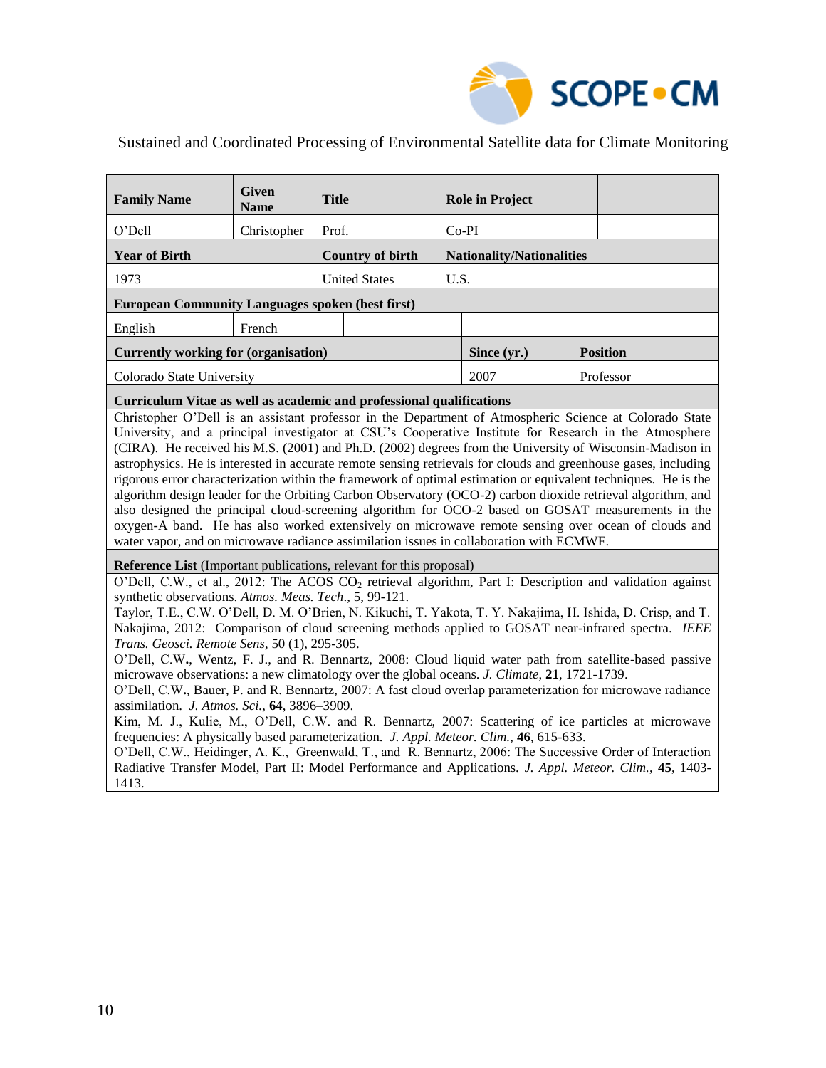Sustained and Coordinated Processing of Environmental Satellite data for Climate Monitoring

| Family Name | Given Name | Title | Role in Project | |
|---|---|---|---|---|
| O'Dell | Christopher | Prof. | Co-PI | |
| **Year of Birth** | | **Country of birth** | **Nationality/Nationalities** | |
| 1973 | | United States | U.S. | |
| **European Community Languages spoken (best first)** | | | | |
| English | French | | | |
| **Currently working for (organisation)** | | | **Since (yr.)** | **Position** |
| Colorado State University | | | 2007 | Professor |

**Curriculum Vitae as well as academic and professional qualifications**

Christopher O'Dell is an assistant professor in the Department of Atmospheric Science at Colorado State University, and a principal investigator at CSU's Cooperative Institute for Research in the Atmosphere (CIRA). He received his M.S. (2001) and Ph.D. (2002) degrees from the University of Wisconsin-Madison in astrophysics. He is interested in accurate remote sensing retrievals for clouds and greenhouse gases, including rigorous error characterization within the framework of optimal estimation or equivalent techniques. He is the algorithm design leader for the Orbiting Carbon Observatory (OCO-2) carbon dioxide retrieval algorithm, and also designed the principal cloud-screening algorithm for OCO-2 based on GOSAT measurements in the oxygen-A band. He has also worked extensively on microwave remote sensing over ocean of clouds and water vapor, and on microwave radiance assimilation issues in collaboration with ECMWF.

**Reference List** (Important publications, relevant for this proposal)

O'Dell, C.W., et al., 2012: The ACOS $CO_2$ retrieval algorithm, Part I: Description and validation against synthetic observations. *Atmos. Meas. Tech*., 5, 99-121.

Taylor, T.E., C.W. O'Dell, D. M. O'Brien, N. Kikuchi, T. Yakota, T. Y. Nakajima, H. Ishida, D. Crisp, and T. Nakajima, 2012: Comparison of cloud screening methods applied to GOSAT near-infrared spectra. *IEEE Trans. Geosci. Remote Sens*, 50 (1), 295-305.

O'Dell, C.W**.**, Wentz, F. J., and R. Bennartz, 2008: Cloud liquid water path from satellite-based passive microwave observations: a new climatology over the global oceans. *J. Climate*, **21**, 1721-1739.

O'Dell, C.W**.**, Bauer, P. and R. Bennartz, 2007: A fast cloud overlap parameterization for microwave radiance assimilation. *J. Atmos. Sci.,* **64**, 3896–3909.

Kim, M. J., Kulie, M., O'Dell, C.W. and R. Bennartz, 2007: Scattering of ice particles at microwave frequencies: A physically based parameterization. *J. Appl. Meteor. Clim.*, **46**, 615-633.

O'Dell, C.W., Heidinger, A. K., Greenwald, T., and R. Bennartz, 2006: The Successive Order of Interaction Radiative Transfer Model, Part II: Model Performance and Applications. *J. Appl. Meteor. Clim.*, **45**, 1403-1413.